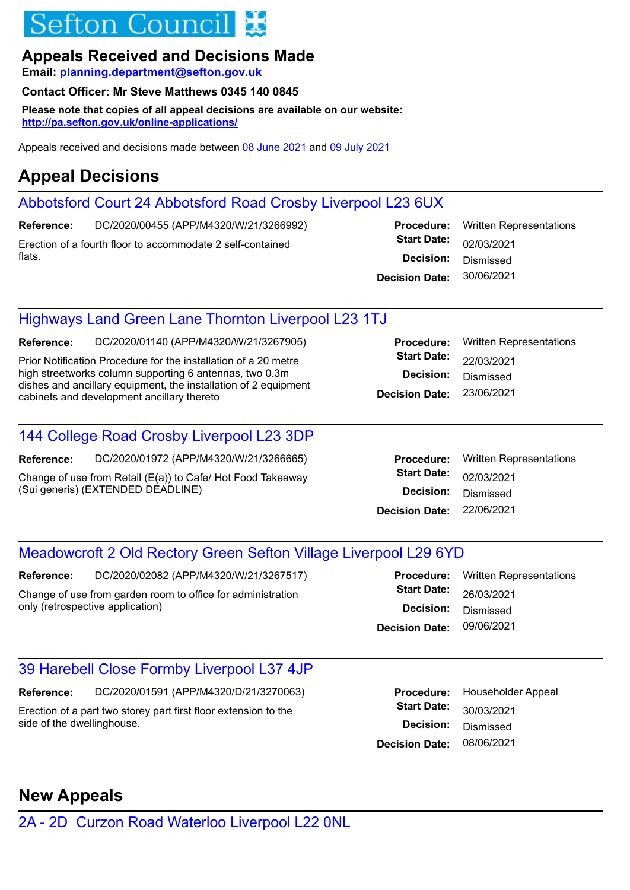# Sefton Council

## Appeals Received and Decisions Made

**Email: planning.department@sefton.gov.uk**

**Contact Officer: Mr Steve Matthews 0345 140 0845**

**Please note that copies of all appeal decisions are available on our website:**
**http://pa.sefton.gov.uk/online-applications/**

Appeals received and decisions made between 08 June 2021 and 09 July 2021

## Appeal Decisions

### Abbotsford Court 24 Abbotsford Road Crosby Liverpool L23 6UX

**Reference:** DC/2020/00455 (APP/M4320/W/21/3266992)

Erection of a fourth floor to accommodate 2 self-contained flats.

**Procedure:** Written Representations
**Start Date:** 02/03/2021
**Decision:** Dismissed
**Decision Date:** 30/06/2021

### Highways Land Green Lane Thornton Liverpool L23 1TJ

**Reference:** DC/2020/01140 (APP/M4320/W/21/3267905)

Prior Notification Procedure for the installation of a 20 metre high streetworks column supporting 6 antennas, two 0.3m dishes and ancillary equipment, the installation of 2 equipment cabinets and development ancillary thereto

**Procedure:** Written Representations
**Start Date:** 22/03/2021
**Decision:** Dismissed
**Decision Date:** 23/06/2021

### 144 College Road Crosby Liverpool L23 3DP

**Reference:** DC/2020/01972 (APP/M4320/W/21/3266665)

Change of use from Retail (E(a)) to Cafe/ Hot Food Takeaway (Sui generis) (EXTENDED DEADLINE)

**Procedure:** Written Representations
**Start Date:** 02/03/2021
**Decision:** Dismissed
**Decision Date:** 22/06/2021

### Meadowcroft 2 Old Rectory Green Sefton Village Liverpool L29 6YD

**Reference:** DC/2020/02082 (APP/M4320/W/21/3267517)

Change of use from garden room to office for administration only (retrospective application)

**Procedure:** Written Representations
**Start Date:** 26/03/2021
**Decision:** Dismissed
**Decision Date:** 09/06/2021

### 39 Harebell Close Formby Liverpool L37 4JP

**Reference:** DC/2020/01591 (APP/M4320/D/21/3270063)

Erection of a part two storey part first floor extension to the side of the dwellinghouse.

**Procedure:** Householder Appeal
**Start Date:** 30/03/2021
**Decision:** Dismissed
**Decision Date:** 08/06/2021

## New Appeals

### 2A - 2D Curzon Road Waterloo Liverpool L22 0NL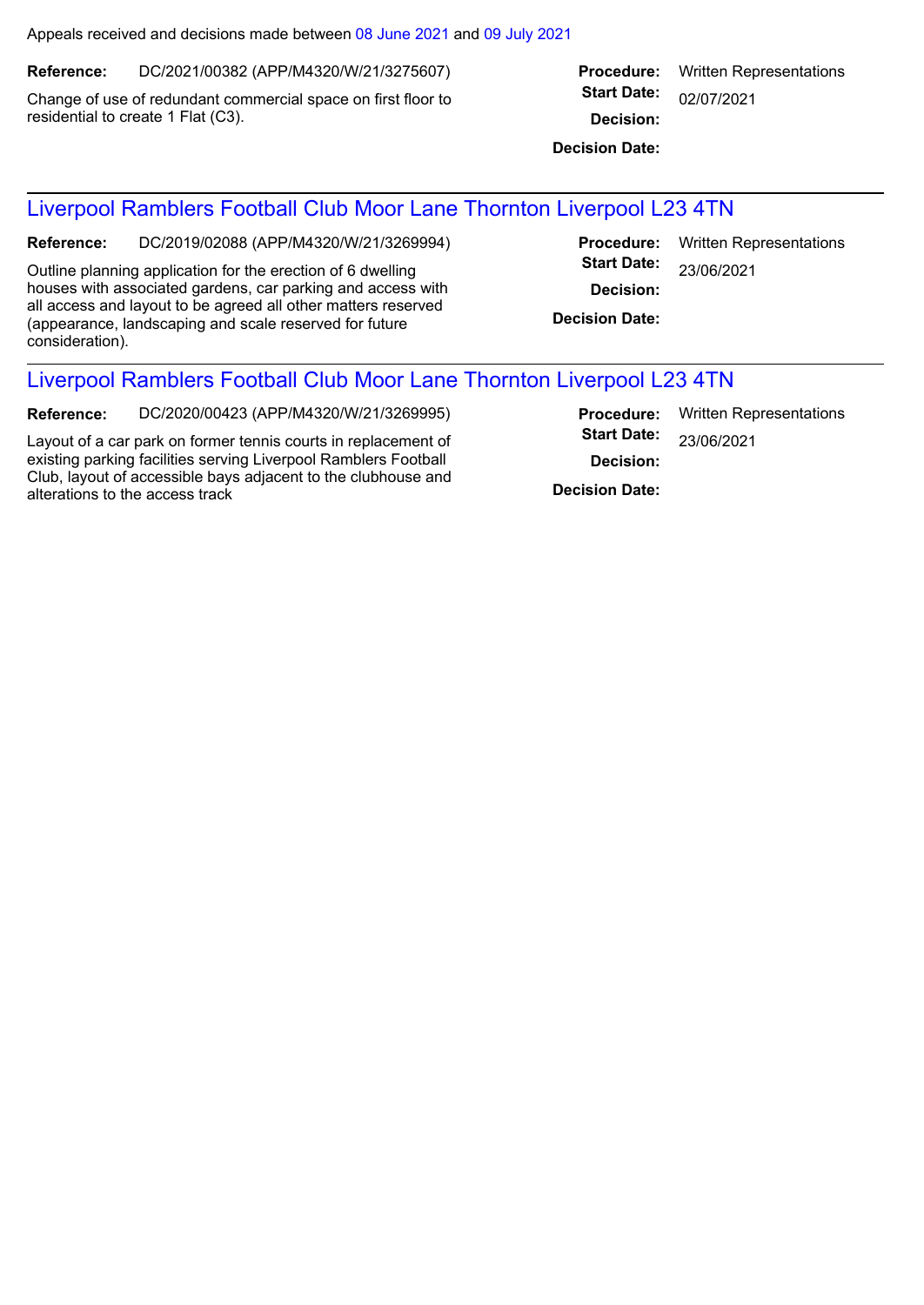Appeals received and decisions made between 08 June 2021 and 09 July 2021

**Reference:** DC/2021/00382 (APP/M4320/W/21/3275607)

Change of use of redundant commercial space on first floor to residential to create 1 Flat (C3).

**Procedure:** Written Representations
**Start Date:** 02/07/2021
**Decision:**
**Decision Date:**

---

## Liverpool Ramblers Football Club Moor Lane Thornton Liverpool L23 4TN

**Reference:** DC/2019/02088 (APP/M4320/W/21/3269994)

Outline planning application for the erection of 6 dwelling houses with associated gardens, car parking and access with all access and layout to be agreed all other matters reserved (appearance, landscaping and scale reserved for future consideration).

**Procedure:** Written Representations
**Start Date:** 23/06/2021
**Decision:**
**Decision Date:**

---

## Liverpool Ramblers Football Club Moor Lane Thornton Liverpool L23 4TN

**Reference:** DC/2020/00423 (APP/M4320/W/21/3269995)

Layout of a car park on former tennis courts in replacement of existing parking facilities serving Liverpool Ramblers Football Club, layout of accessible bays adjacent to the clubhouse and alterations to the access track

**Procedure:** Written Representations
**Start Date:** 23/06/2021
**Decision:**
**Decision Date:**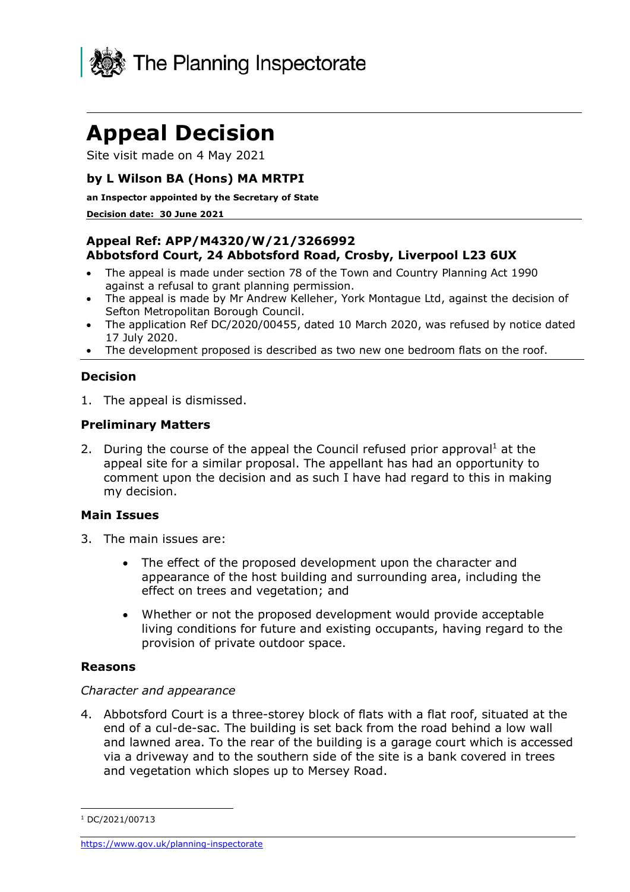The Planning Inspectorate

# Appeal Decision

Site visit made on 4 May 2021

### by L Wilson BA (Hons) MA MRTPI

**an Inspector appointed by the Secretary of State**

**Decision date: 30 June 2021**

---

### Appeal Ref: APP/M4320/W/21/3266992
### Abbotsford Court, 24 Abbotsford Road, Crosby, Liverpool L23 6UX

- The appeal is made under section 78 of the Town and Country Planning Act 1990 against a refusal to grant planning permission.
- The appeal is made by Mr Andrew Kelleher, York Montague Ltd, against the decision of Sefton Metropolitan Borough Council.
- The application Ref DC/2020/00455, dated 10 March 2020, was refused by notice dated 17 July 2020.
- The development proposed is described as two new one bedroom flats on the roof.

---

### Decision

1. The appeal is dismissed.

### Preliminary Matters

2. During the course of the appeal the Council refused prior approval[1] at the appeal site for a similar proposal. The appellant has had an opportunity to comment upon the decision and as such I have had regard to this in making my decision.

### Main Issues

3. The main issues are:

   - The effect of the proposed development upon the character and appearance of the host building and surrounding area, including the effect on trees and vegetation; and
   - Whether or not the proposed development would provide acceptable living conditions for future and existing occupants, having regard to the provision of private outdoor space.

### Reasons

*Character and appearance*

4. Abbotsford Court is a three-storey block of flats with a flat roof, situated at the end of a cul-de-sac. The building is set back from the road behind a low wall and lawned area. To the rear of the building is a garage court which is accessed via a driveway and to the southern side of the site is a bank covered in trees and vegetation which slopes up to Mersey Road.

---

[1] DC/2021/00713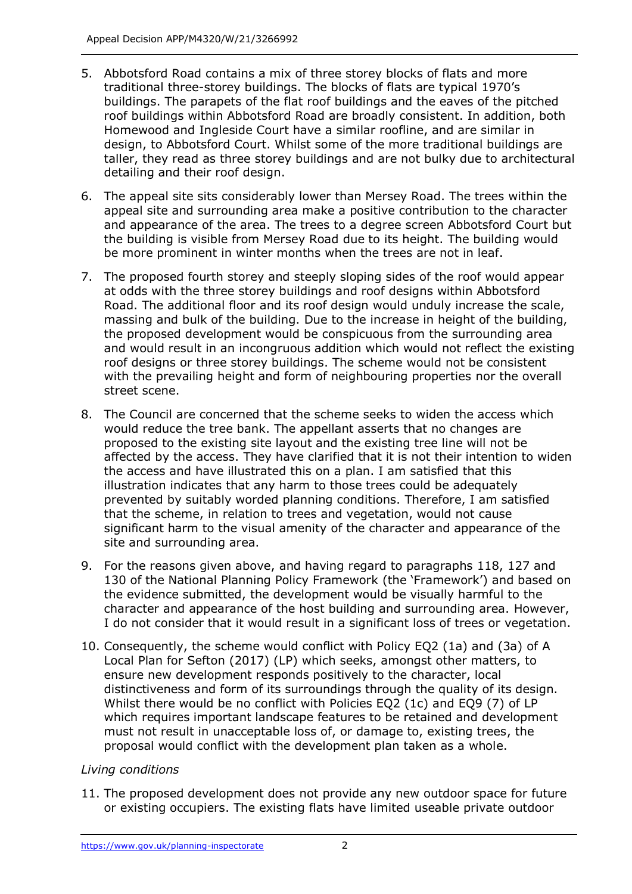5. Abbotsford Road contains a mix of three storey blocks of flats and more traditional three-storey buildings. The blocks of flats are typical 1970's buildings. The parapets of the flat roof buildings and the eaves of the pitched roof buildings within Abbotsford Road are broadly consistent. In addition, both Homewood and Ingleside Court have a similar roofline, and are similar in design, to Abbotsford Court. Whilst some of the more traditional buildings are taller, they read as three storey buildings and are not bulky due to architectural detailing and their roof design.

6. The appeal site sits considerably lower than Mersey Road. The trees within the appeal site and surrounding area make a positive contribution to the character and appearance of the area. The trees to a degree screen Abbotsford Court but the building is visible from Mersey Road due to its height. The building would be more prominent in winter months when the trees are not in leaf.

7. The proposed fourth storey and steeply sloping sides of the roof would appear at odds with the three storey buildings and roof designs within Abbotsford Road. The additional floor and its roof design would unduly increase the scale, massing and bulk of the building. Due to the increase in height of the building, the proposed development would be conspicuous from the surrounding area and would result in an incongruous addition which would not reflect the existing roof designs or three storey buildings. The scheme would not be consistent with the prevailing height and form of neighbouring properties nor the overall street scene.

8. The Council are concerned that the scheme seeks to widen the access which would reduce the tree bank. The appellant asserts that no changes are proposed to the existing site layout and the existing tree line will not be affected by the access. They have clarified that it is not their intention to widen the access and have illustrated this on a plan. I am satisfied that this illustration indicates that any harm to those trees could be adequately prevented by suitably worded planning conditions. Therefore, I am satisfied that the scheme, in relation to trees and vegetation, would not cause significant harm to the visual amenity of the character and appearance of the site and surrounding area.

9. For the reasons given above, and having regard to paragraphs 118, 127 and 130 of the National Planning Policy Framework (the 'Framework') and based on the evidence submitted, the development would be visually harmful to the character and appearance of the host building and surrounding area. However, I do not consider that it would result in a significant loss of trees or vegetation.

10. Consequently, the scheme would conflict with Policy EQ2 (1a) and (3a) of A Local Plan for Sefton (2017) (LP) which seeks, amongst other matters, to ensure new development responds positively to the character, local distinctiveness and form of its surroundings through the quality of its design. Whilst there would be no conflict with Policies EQ2 (1c) and EQ9 (7) of LP which requires important landscape features to be retained and development must not result in unacceptable loss of, or damage to, existing trees, the proposal would conflict with the development plan taken as a whole.

*Living conditions*

11. The proposed development does not provide any new outdoor space for future or existing occupiers. The existing flats have limited useable private outdoor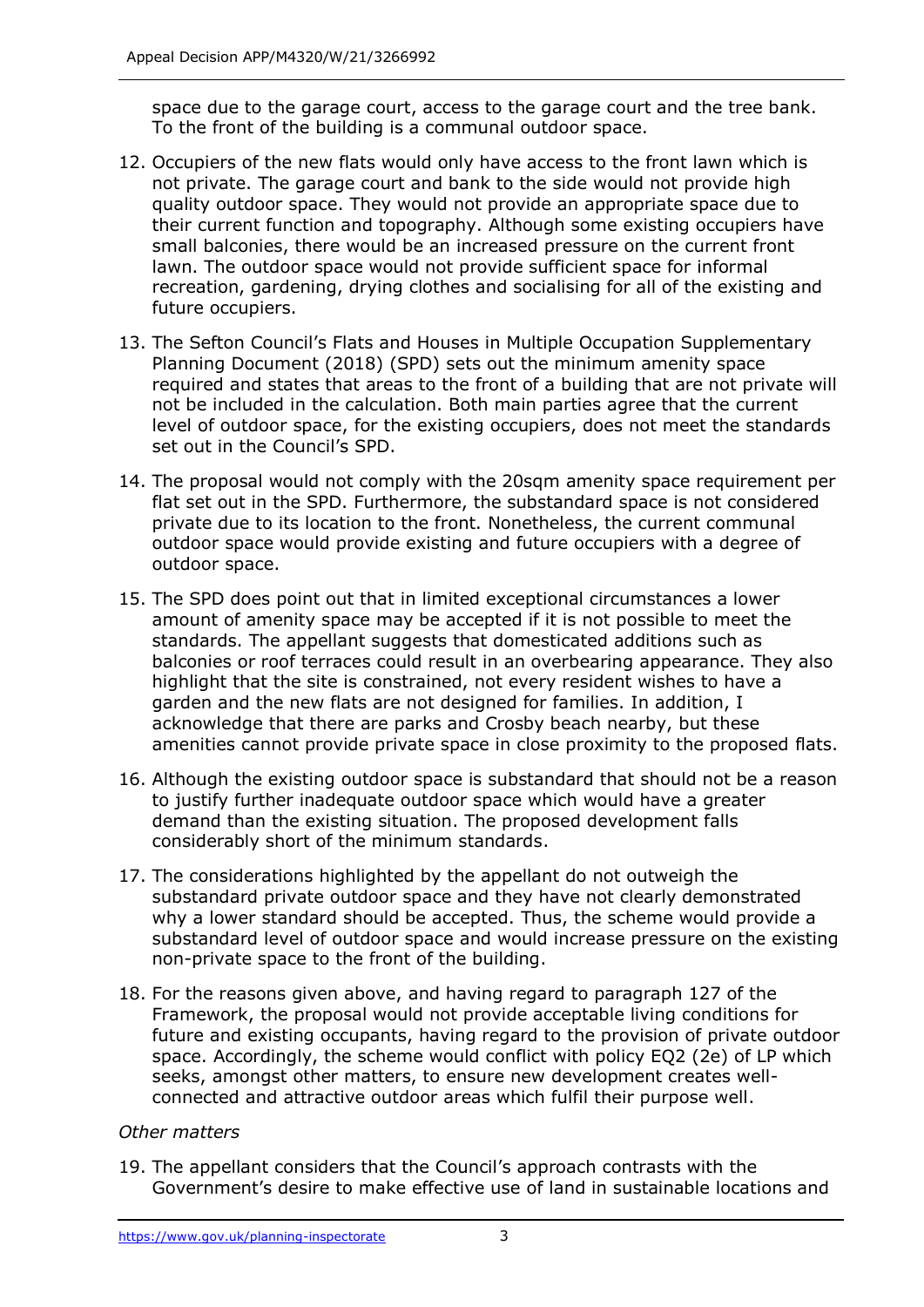space due to the garage court, access to the garage court and the tree bank. To the front of the building is a communal outdoor space.

12. Occupiers of the new flats would only have access to the front lawn which is not private. The garage court and bank to the side would not provide high quality outdoor space. They would not provide an appropriate space due to their current function and topography. Although some existing occupiers have small balconies, there would be an increased pressure on the current front lawn. The outdoor space would not provide sufficient space for informal recreation, gardening, drying clothes and socialising for all of the existing and future occupiers.

13. The Sefton Council's Flats and Houses in Multiple Occupation Supplementary Planning Document (2018) (SPD) sets out the minimum amenity space required and states that areas to the front of a building that are not private will not be included in the calculation. Both main parties agree that the current level of outdoor space, for the existing occupiers, does not meet the standards set out in the Council's SPD.

14. The proposal would not comply with the 20sqm amenity space requirement per flat set out in the SPD. Furthermore, the substandard space is not considered private due to its location to the front. Nonetheless, the current communal outdoor space would provide existing and future occupiers with a degree of outdoor space.

15. The SPD does point out that in limited exceptional circumstances a lower amount of amenity space may be accepted if it is not possible to meet the standards. The appellant suggests that domesticated additions such as balconies or roof terraces could result in an overbearing appearance. They also highlight that the site is constrained, not every resident wishes to have a garden and the new flats are not designed for families. In addition, I acknowledge that there are parks and Crosby beach nearby, but these amenities cannot provide private space in close proximity to the proposed flats.

16. Although the existing outdoor space is substandard that should not be a reason to justify further inadequate outdoor space which would have a greater demand than the existing situation. The proposed development falls considerably short of the minimum standards.

17. The considerations highlighted by the appellant do not outweigh the substandard private outdoor space and they have not clearly demonstrated why a lower standard should be accepted. Thus, the scheme would provide a substandard level of outdoor space and would increase pressure on the existing non-private space to the front of the building.

18. For the reasons given above, and having regard to paragraph 127 of the Framework, the proposal would not provide acceptable living conditions for future and existing occupants, having regard to the provision of private outdoor space. Accordingly, the scheme would conflict with policy EQ2 (2e) of LP which seeks, amongst other matters, to ensure new development creates well-connected and attractive outdoor areas which fulfil their purpose well.

*Other matters*

19. The appellant considers that the Council's approach contrasts with the Government's desire to make effective use of land in sustainable locations and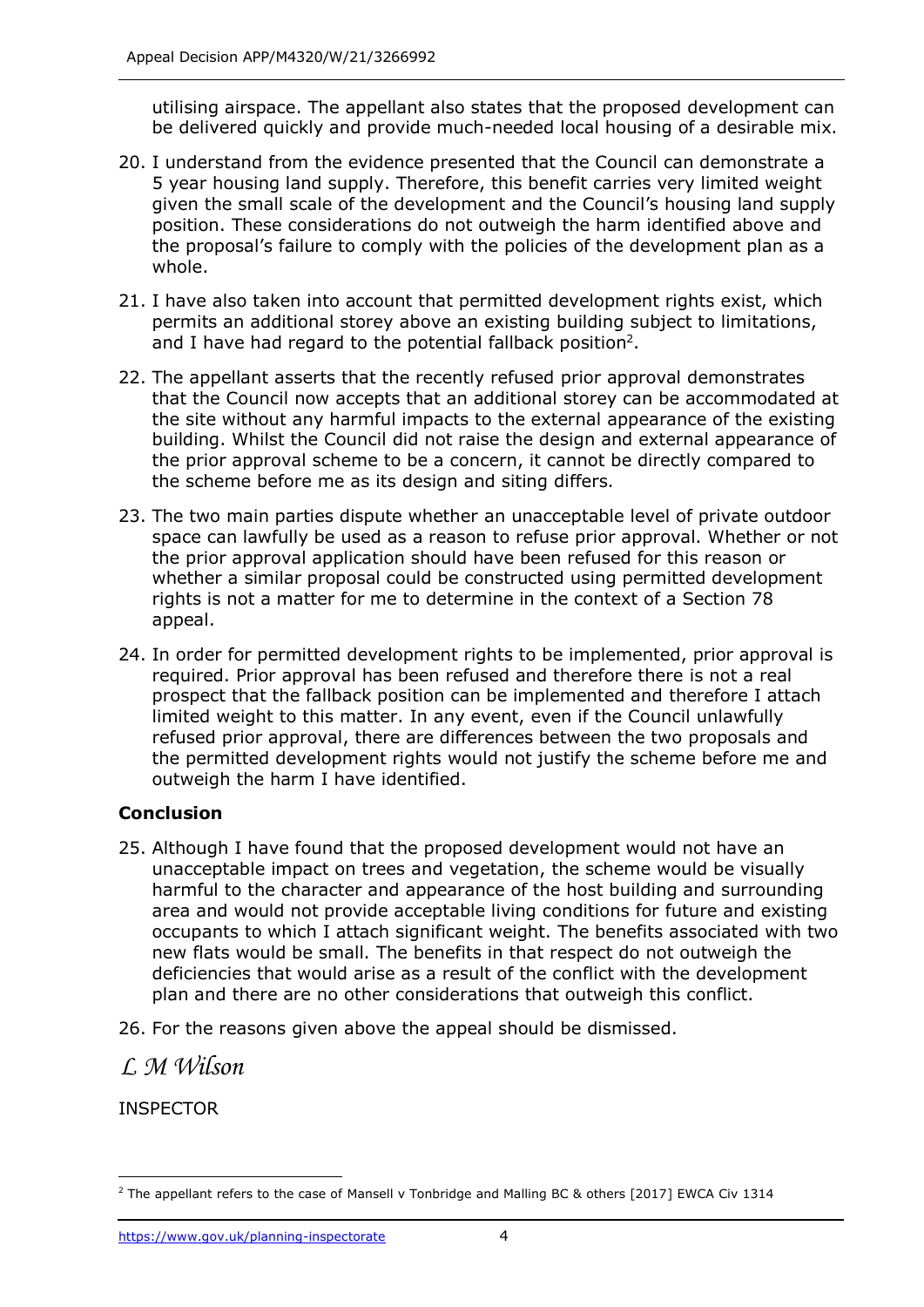utilising airspace. The appellant also states that the proposed development can be delivered quickly and provide much-needed local housing of a desirable mix.

20. I understand from the evidence presented that the Council can demonstrate a 5 year housing land supply. Therefore, this benefit carries very limited weight given the small scale of the development and the Council's housing land supply position. These considerations do not outweigh the harm identified above and the proposal's failure to comply with the policies of the development plan as a whole.

21. I have also taken into account that permitted development rights exist, which permits an additional storey above an existing building subject to limitations, and I have had regard to the potential fallback position[2].

22. The appellant asserts that the recently refused prior approval demonstrates that the Council now accepts that an additional storey can be accommodated at the site without any harmful impacts to the external appearance of the existing building. Whilst the Council did not raise the design and external appearance of the prior approval scheme to be a concern, it cannot be directly compared to the scheme before me as its design and siting differs.

23. The two main parties dispute whether an unacceptable level of private outdoor space can lawfully be used as a reason to refuse prior approval. Whether or not the prior approval application should have been refused for this reason or whether a similar proposal could be constructed using permitted development rights is not a matter for me to determine in the context of a Section 78 appeal.

24. In order for permitted development rights to be implemented, prior approval is required. Prior approval has been refused and therefore there is not a real prospect that the fallback position can be implemented and therefore I attach limited weight to this matter. In any event, even if the Council unlawfully refused prior approval, there are differences between the two proposals and the permitted development rights would not justify the scheme before me and outweigh the harm I have identified.

**Conclusion**

25. Although I have found that the proposed development would not have an unacceptable impact on trees and vegetation, the scheme would be visually harmful to the character and appearance of the host building and surrounding area and would not provide acceptable living conditions for future and existing occupants to which I attach significant weight. The benefits associated with two new flats would be small. The benefits in that respect do not outweigh the deficiencies that would arise as a result of the conflict with the development plan and there are no other considerations that outweigh this conflict.

26. For the reasons given above the appeal should be dismissed.

*L M Wilson*

INSPECTOR

---

[2] The appellant refers to the case of Mansell v Tonbridge and Malling BC & others [2017] EWCA Civ 1314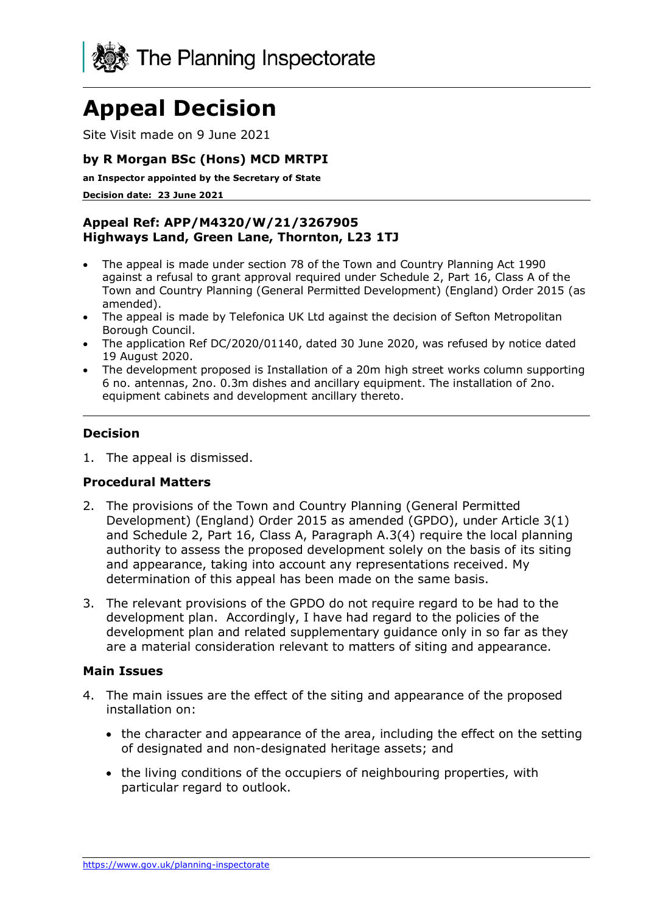# Appeal Decision

Site Visit made on 9 June 2021

### by R Morgan BSc (Hons) MCD MRTPI

**an Inspector appointed by the Secretary of State**

**Decision date: 23 June 2021**

### Appeal Ref: APP/M4320/W/21/3267905
### Highways Land, Green Lane, Thornton, L23 1TJ

- The appeal is made under section 78 of the Town and Country Planning Act 1990 against a refusal to grant approval required under Schedule 2, Part 16, Class A of the Town and Country Planning (General Permitted Development) (England) Order 2015 (as amended).
- The appeal is made by Telefonica UK Ltd against the decision of Sefton Metropolitan Borough Council.
- The application Ref DC/2020/01140, dated 30 June 2020, was refused by notice dated 19 August 2020.
- The development proposed is Installation of a 20m high street works column supporting 6 no. antennas, 2no. 0.3m dishes and ancillary equipment. The installation of 2no. equipment cabinets and development ancillary thereto.

### Decision

1. The appeal is dismissed.

### Procedural Matters

2. The provisions of the Town and Country Planning (General Permitted Development) (England) Order 2015 as amended (GPDO), under Article 3(1) and Schedule 2, Part 16, Class A, Paragraph A.3(4) require the local planning authority to assess the proposed development solely on the basis of its siting and appearance, taking into account any representations received. My determination of this appeal has been made on the same basis.

3. The relevant provisions of the GPDO do not require regard to be had to the development plan. Accordingly, I have had regard to the policies of the development plan and related supplementary guidance only in so far as they are a material consideration relevant to matters of siting and appearance.

### Main Issues

4. The main issues are the effect of the siting and appearance of the proposed installation on:

   - the character and appearance of the area, including the effect on the setting of designated and non-designated heritage assets; and

   - the living conditions of the occupiers of neighbouring properties, with particular regard to outlook.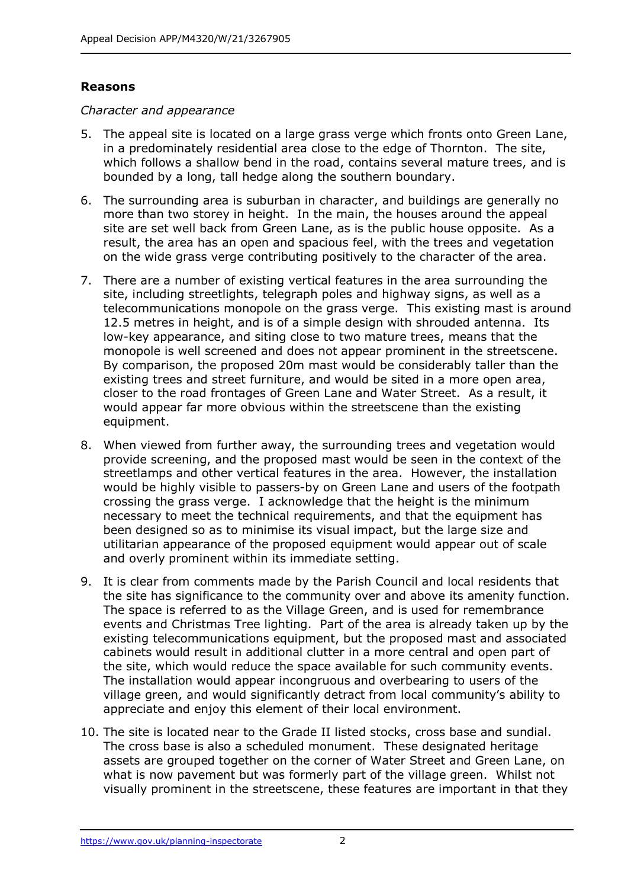## Reasons

*Character and appearance*

5. The appeal site is located on a large grass verge which fronts onto Green Lane, in a predominately residential area close to the edge of Thornton. The site, which follows a shallow bend in the road, contains several mature trees, and is bounded by a long, tall hedge along the southern boundary.

6. The surrounding area is suburban in character, and buildings are generally no more than two storey in height. In the main, the houses around the appeal site are set well back from Green Lane, as is the public house opposite. As a result, the area has an open and spacious feel, with the trees and vegetation on the wide grass verge contributing positively to the character of the area.

7. There are a number of existing vertical features in the area surrounding the site, including streetlights, telegraph poles and highway signs, as well as a telecommunications monopole on the grass verge. This existing mast is around 12.5 metres in height, and is of a simple design with shrouded antenna. Its low-key appearance, and siting close to two mature trees, means that the monopole is well screened and does not appear prominent in the streetscene. By comparison, the proposed 20m mast would be considerably taller than the existing trees and street furniture, and would be sited in a more open area, closer to the road frontages of Green Lane and Water Street. As a result, it would appear far more obvious within the streetscene than the existing equipment.

8. When viewed from further away, the surrounding trees and vegetation would provide screening, and the proposed mast would be seen in the context of the streetlamps and other vertical features in the area. However, the installation would be highly visible to passers-by on Green Lane and users of the footpath crossing the grass verge. I acknowledge that the height is the minimum necessary to meet the technical requirements, and that the equipment has been designed so as to minimise its visual impact, but the large size and utilitarian appearance of the proposed equipment would appear out of scale and overly prominent within its immediate setting.

9. It is clear from comments made by the Parish Council and local residents that the site has significance to the community over and above its amenity function. The space is referred to as the Village Green, and is used for remembrance events and Christmas Tree lighting. Part of the area is already taken up by the existing telecommunications equipment, but the proposed mast and associated cabinets would result in additional clutter in a more central and open part of the site, which would reduce the space available for such community events. The installation would appear incongruous and overbearing to users of the village green, and would significantly detract from local community's ability to appreciate and enjoy this element of their local environment.

10. The site is located near to the Grade II listed stocks, cross base and sundial. The cross base is also a scheduled monument. These designated heritage assets are grouped together on the corner of Water Street and Green Lane, on what is now pavement but was formerly part of the village green. Whilst not visually prominent in the streetscene, these features are important in that they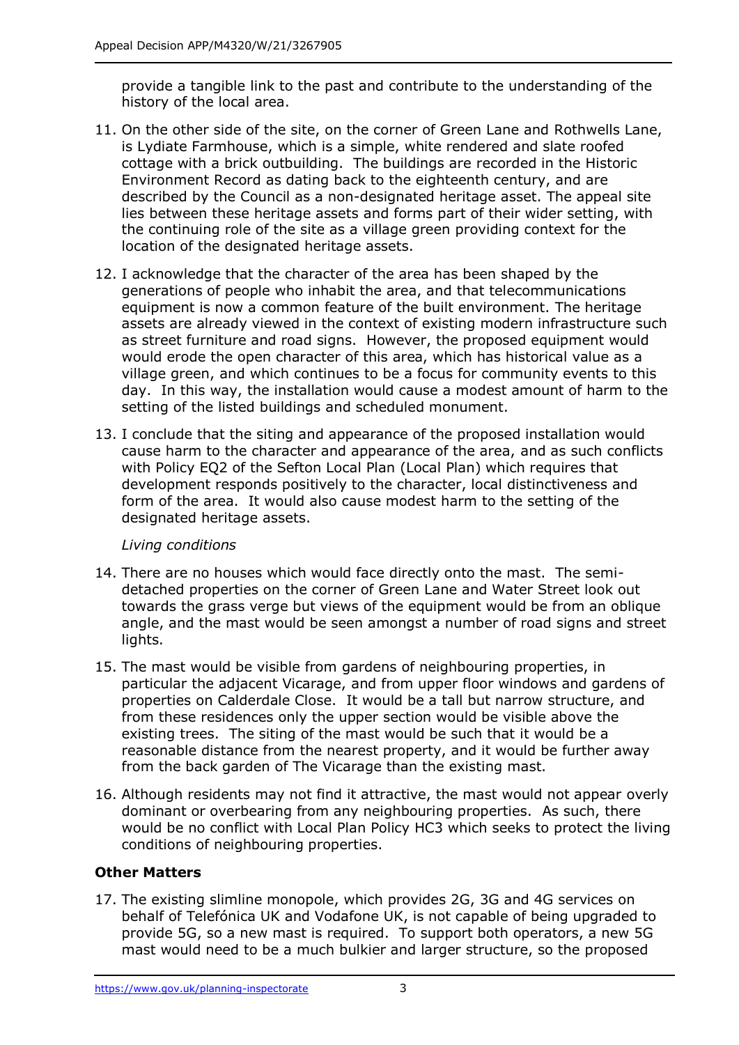provide a tangible link to the past and contribute to the understanding of the history of the local area.

11. On the other side of the site, on the corner of Green Lane and Rothwells Lane, is Lydiate Farmhouse, which is a simple, white rendered and slate roofed cottage with a brick outbuilding. The buildings are recorded in the Historic Environment Record as dating back to the eighteenth century, and are described by the Council as a non-designated heritage asset. The appeal site lies between these heritage assets and forms part of their wider setting, with the continuing role of the site as a village green providing context for the location of the designated heritage assets.

12. I acknowledge that the character of the area has been shaped by the generations of people who inhabit the area, and that telecommunications equipment is now a common feature of the built environment. The heritage assets are already viewed in the context of existing modern infrastructure such as street furniture and road signs. However, the proposed equipment would would erode the open character of this area, which has historical value as a village green, and which continues to be a focus for community events to this day. In this way, the installation would cause a modest amount of harm to the setting of the listed buildings and scheduled monument.

13. I conclude that the siting and appearance of the proposed installation would cause harm to the character and appearance of the area, and as such conflicts with Policy EQ2 of the Sefton Local Plan (Local Plan) which requires that development responds positively to the character, local distinctiveness and form of the area. It would also cause modest harm to the setting of the designated heritage assets.

*Living conditions*

14. There are no houses which would face directly onto the mast. The semi-detached properties on the corner of Green Lane and Water Street look out towards the grass verge but views of the equipment would be from an oblique angle, and the mast would be seen amongst a number of road signs and street lights.

15. The mast would be visible from gardens of neighbouring properties, in particular the adjacent Vicarage, and from upper floor windows and gardens of properties on Calderdale Close. It would be a tall but narrow structure, and from these residences only the upper section would be visible above the existing trees. The siting of the mast would be such that it would be a reasonable distance from the nearest property, and it would be further away from the back garden of The Vicarage than the existing mast.

16. Although residents may not find it attractive, the mast would not appear overly dominant or overbearing from any neighbouring properties. As such, there would be no conflict with Local Plan Policy HC3 which seeks to protect the living conditions of neighbouring properties.

## Other Matters

17. The existing slimline monopole, which provides 2G, 3G and 4G services on behalf of Telefónica UK and Vodafone UK, is not capable of being upgraded to provide 5G, so a new mast is required. To support both operators, a new 5G mast would need to be a much bulkier and larger structure, so the proposed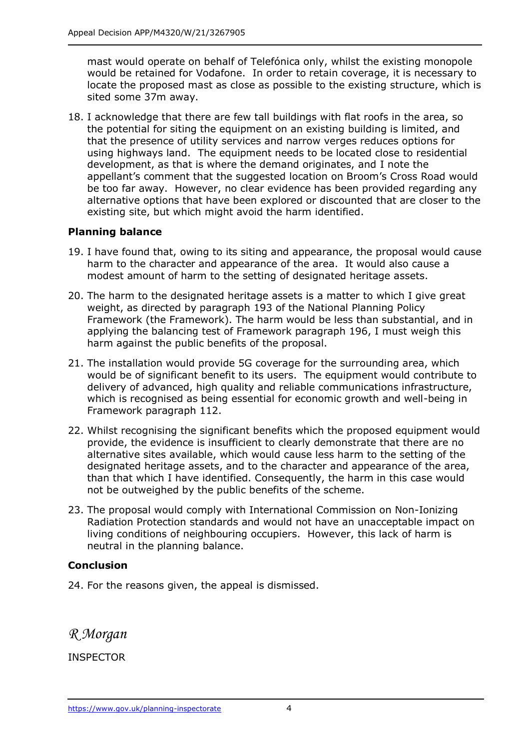mast would operate on behalf of Telefónica only, whilst the existing monopole would be retained for Vodafone. In order to retain coverage, it is necessary to locate the proposed mast as close as possible to the existing structure, which is sited some 37m away.

18. I acknowledge that there are few tall buildings with flat roofs in the area, so the potential for siting the equipment on an existing building is limited, and that the presence of utility services and narrow verges reduces options for using highways land. The equipment needs to be located close to residential development, as that is where the demand originates, and I note the appellant's comment that the suggested location on Broom's Cross Road would be too far away. However, no clear evidence has been provided regarding any alternative options that have been explored or discounted that are closer to the existing site, but which might avoid the harm identified.

### Planning balance

19. I have found that, owing to its siting and appearance, the proposal would cause harm to the character and appearance of the area. It would also cause a modest amount of harm to the setting of designated heritage assets.

20. The harm to the designated heritage assets is a matter to which I give great weight, as directed by paragraph 193 of the National Planning Policy Framework (the Framework). The harm would be less than substantial, and in applying the balancing test of Framework paragraph 196, I must weigh this harm against the public benefits of the proposal.

21. The installation would provide 5G coverage for the surrounding area, which would be of significant benefit to its users. The equipment would contribute to delivery of advanced, high quality and reliable communications infrastructure, which is recognised as being essential for economic growth and well-being in Framework paragraph 112.

22. Whilst recognising the significant benefits which the proposed equipment would provide, the evidence is insufficient to clearly demonstrate that there are no alternative sites available, which would cause less harm to the setting of the designated heritage assets, and to the character and appearance of the area, than that which I have identified. Consequently, the harm in this case would not be outweighed by the public benefits of the scheme.

23. The proposal would comply with International Commission on Non-Ionizing Radiation Protection standards and would not have an unacceptable impact on living conditions of neighbouring occupiers. However, this lack of harm is neutral in the planning balance.

### Conclusion

24. For the reasons given, the appeal is dismissed.

*R Morgan*

INSPECTOR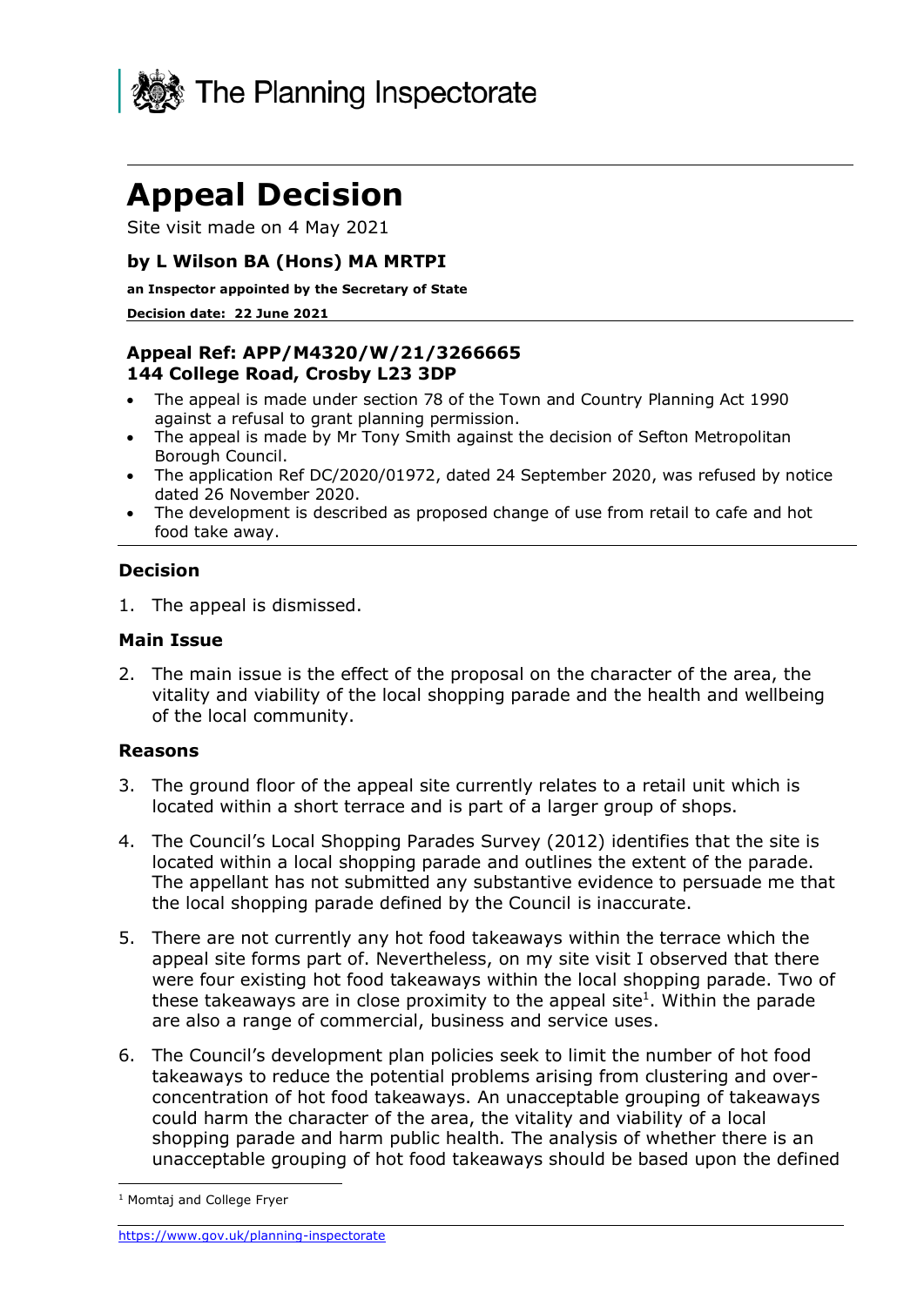The Planning Inspectorate

# Appeal Decision

Site visit made on 4 May 2021

### by L Wilson BA (Hons) MA MRTPI

**an Inspector appointed by the Secretary of State**

**Decision date: 22 June 2021**

---

**Appeal Ref: APP/M4320/W/21/3266665**
**144 College Road, Crosby L23 3DP**

- The appeal is made under section 78 of the Town and Country Planning Act 1990 against a refusal to grant planning permission.
- The appeal is made by Mr Tony Smith against the decision of Sefton Metropolitan Borough Council.
- The application Ref DC/2020/01972, dated 24 September 2020, was refused by notice dated 26 November 2020.
- The development is described as proposed change of use from retail to cafe and hot food take away.

---

### Decision

1. The appeal is dismissed.

### Main Issue

2. The main issue is the effect of the proposal on the character of the area, the vitality and viability of the local shopping parade and the health and wellbeing of the local community.

### Reasons

3. The ground floor of the appeal site currently relates to a retail unit which is located within a short terrace and is part of a larger group of shops.

4. The Council's Local Shopping Parades Survey (2012) identifies that the site is located within a local shopping parade and outlines the extent of the parade. The appellant has not submitted any substantive evidence to persuade me that the local shopping parade defined by the Council is inaccurate.

5. There are not currently any hot food takeaways within the terrace which the appeal site forms part of. Nevertheless, on my site visit I observed that there were four existing hot food takeaways within the local shopping parade. Two of these takeaways are in close proximity to the appeal site[1]. Within the parade are also a range of commercial, business and service uses.

6. The Council's development plan policies seek to limit the number of hot food takeaways to reduce the potential problems arising from clustering and over-concentration of hot food takeaways. An unacceptable grouping of takeaways could harm the character of the area, the vitality and viability of a local shopping parade and harm public health. The analysis of whether there is an unacceptable grouping of hot food takeaways should be based upon the defined

---

[1] Momtaj and College Fryer

https://www.gov.uk/planning-inspectorate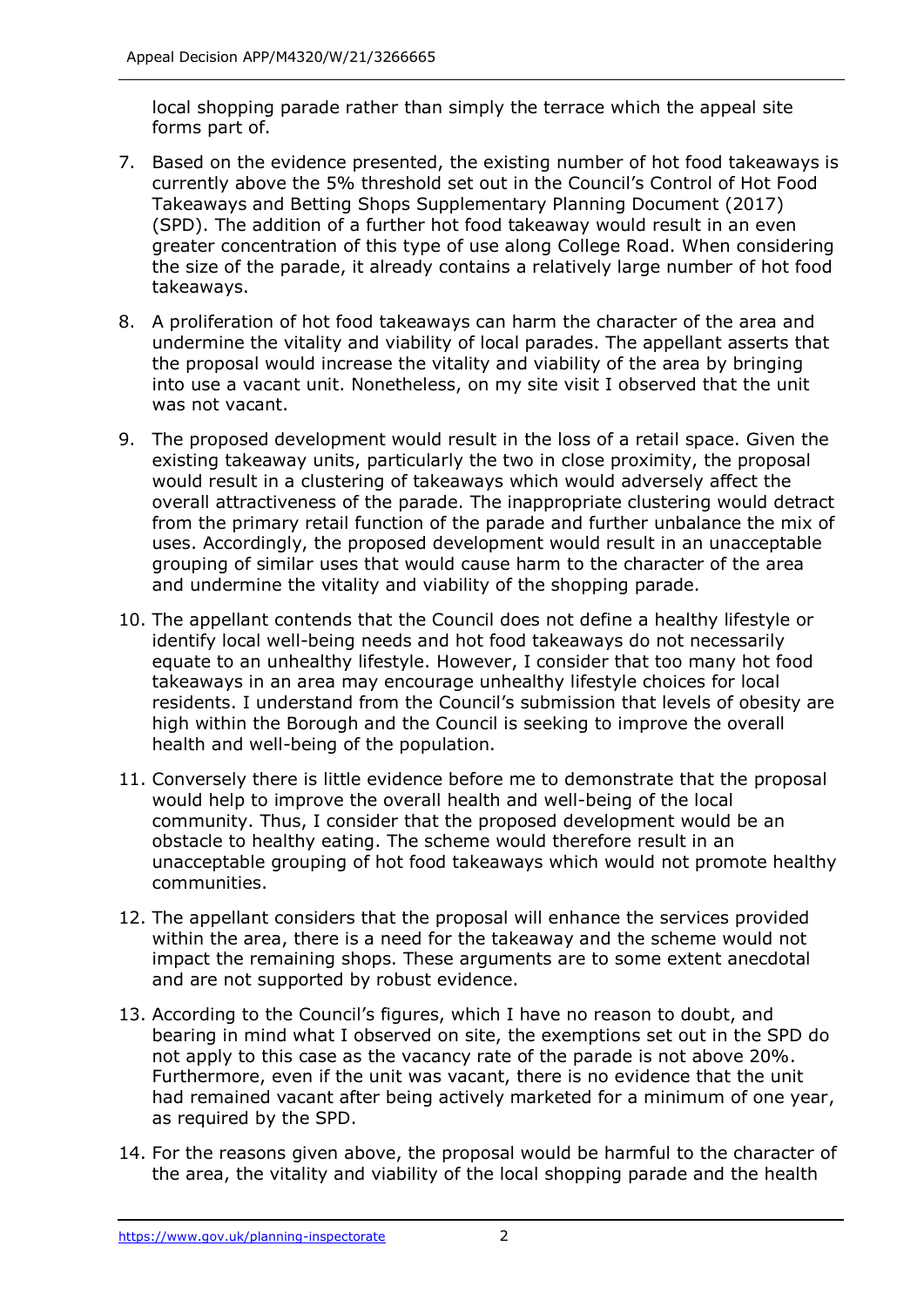local shopping parade rather than simply the terrace which the appeal site forms part of.

7. Based on the evidence presented, the existing number of hot food takeaways is currently above the 5% threshold set out in the Council's Control of Hot Food Takeaways and Betting Shops Supplementary Planning Document (2017) (SPD). The addition of a further hot food takeaway would result in an even greater concentration of this type of use along College Road. When considering the size of the parade, it already contains a relatively large number of hot food takeaways.

8. A proliferation of hot food takeaways can harm the character of the area and undermine the vitality and viability of local parades. The appellant asserts that the proposal would increase the vitality and viability of the area by bringing into use a vacant unit. Nonetheless, on my site visit I observed that the unit was not vacant.

9. The proposed development would result in the loss of a retail space. Given the existing takeaway units, particularly the two in close proximity, the proposal would result in a clustering of takeaways which would adversely affect the overall attractiveness of the parade. The inappropriate clustering would detract from the primary retail function of the parade and further unbalance the mix of uses. Accordingly, the proposed development would result in an unacceptable grouping of similar uses that would cause harm to the character of the area and undermine the vitality and viability of the shopping parade.

10. The appellant contends that the Council does not define a healthy lifestyle or identify local well-being needs and hot food takeaways do not necessarily equate to an unhealthy lifestyle. However, I consider that too many hot food takeaways in an area may encourage unhealthy lifestyle choices for local residents. I understand from the Council's submission that levels of obesity are high within the Borough and the Council is seeking to improve the overall health and well-being of the population.

11. Conversely there is little evidence before me to demonstrate that the proposal would help to improve the overall health and well-being of the local community. Thus, I consider that the proposed development would be an obstacle to healthy eating. The scheme would therefore result in an unacceptable grouping of hot food takeaways which would not promote healthy communities.

12. The appellant considers that the proposal will enhance the services provided within the area, there is a need for the takeaway and the scheme would not impact the remaining shops. These arguments are to some extent anecdotal and are not supported by robust evidence.

13. According to the Council's figures, which I have no reason to doubt, and bearing in mind what I observed on site, the exemptions set out in the SPD do not apply to this case as the vacancy rate of the parade is not above 20%. Furthermore, even if the unit was vacant, there is no evidence that the unit had remained vacant after being actively marketed for a minimum of one year, as required by the SPD.

14. For the reasons given above, the proposal would be harmful to the character of the area, the vitality and viability of the local shopping parade and the health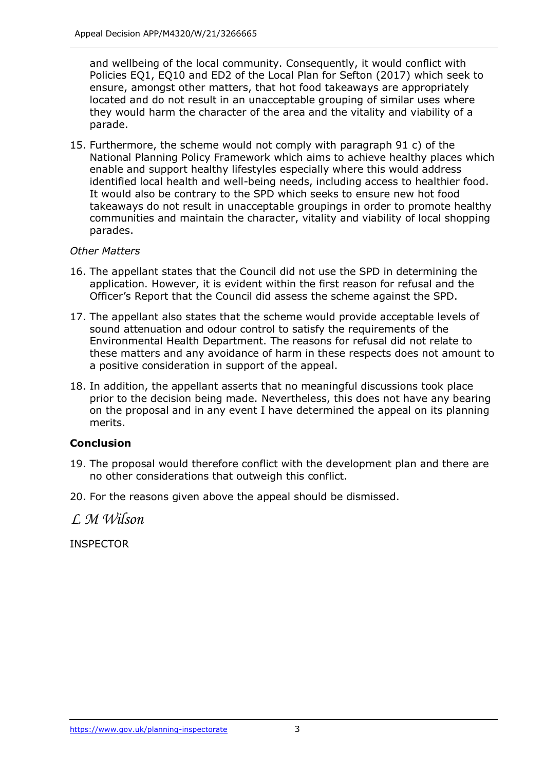and wellbeing of the local community. Consequently, it would conflict with Policies EQ1, EQ10 and ED2 of the Local Plan for Sefton (2017) which seek to ensure, amongst other matters, that hot food takeaways are appropriately located and do not result in an unacceptable grouping of similar uses where they would harm the character of the area and the vitality and viability of a parade.

15. Furthermore, the scheme would not comply with paragraph 91 c) of the National Planning Policy Framework which aims to achieve healthy places which enable and support healthy lifestyles especially where this would address identified local health and well-being needs, including access to healthier food. It would also be contrary to the SPD which seeks to ensure new hot food takeaways do not result in unacceptable groupings in order to promote healthy communities and maintain the character, vitality and viability of local shopping parades.

*Other Matters*

16. The appellant states that the Council did not use the SPD in determining the application. However, it is evident within the first reason for refusal and the Officer's Report that the Council did assess the scheme against the SPD.

17. The appellant also states that the scheme would provide acceptable levels of sound attenuation and odour control to satisfy the requirements of the Environmental Health Department. The reasons for refusal did not relate to these matters and any avoidance of harm in these respects does not amount to a positive consideration in support of the appeal.

18. In addition, the appellant asserts that no meaningful discussions took place prior to the decision being made. Nevertheless, this does not have any bearing on the proposal and in any event I have determined the appeal on its planning merits.

## Conclusion

19. The proposal would therefore conflict with the development plan and there are no other considerations that outweigh this conflict.

20. For the reasons given above the appeal should be dismissed.

*L M Wilson*

INSPECTOR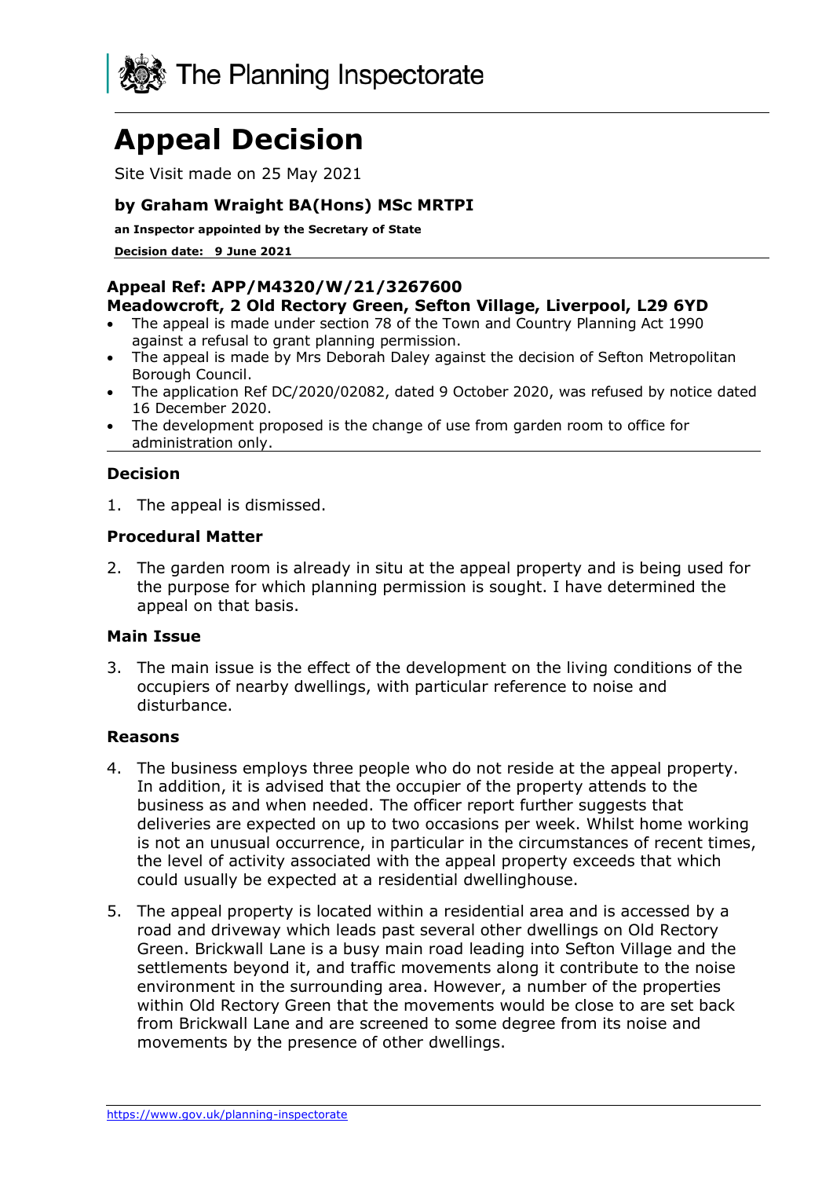The Planning Inspectorate

# Appeal Decision

Site Visit made on 25 May 2021

**by Graham Wraight BA(Hons) MSc MRTPI**

**an Inspector appointed by the Secretary of State**

**Decision date: 9 June 2021**

**Appeal Ref: APP/M4320/W/21/3267600**
**Meadowcroft, 2 Old Rectory Green, Sefton Village, Liverpool, L29 6YD**

- The appeal is made under section 78 of the Town and Country Planning Act 1990 against a refusal to grant planning permission.
- The appeal is made by Mrs Deborah Daley against the decision of Sefton Metropolitan Borough Council.
- The application Ref DC/2020/02082, dated 9 October 2020, was refused by notice dated 16 December 2020.
- The development proposed is the change of use from garden room to office for administration only.

### Decision

1. The appeal is dismissed.

### Procedural Matter

2. The garden room is already in situ at the appeal property and is being used for the purpose for which planning permission is sought. I have determined the appeal on that basis.

### Main Issue

3. The main issue is the effect of the development on the living conditions of the occupiers of nearby dwellings, with particular reference to noise and disturbance.

### Reasons

4. The business employs three people who do not reside at the appeal property. In addition, it is advised that the occupier of the property attends to the business as and when needed. The officer report further suggests that deliveries are expected on up to two occasions per week. Whilst home working is not an unusual occurrence, in particular in the circumstances of recent times, the level of activity associated with the appeal property exceeds that which could usually be expected at a residential dwellinghouse.

5. The appeal property is located within a residential area and is accessed by a road and driveway which leads past several other dwellings on Old Rectory Green. Brickwall Lane is a busy main road leading into Sefton Village and the settlements beyond it, and traffic movements along it contribute to the noise environment in the surrounding area. However, a number of the properties within Old Rectory Green that the movements would be close to are set back from Brickwall Lane and are screened to some degree from its noise and movements by the presence of other dwellings.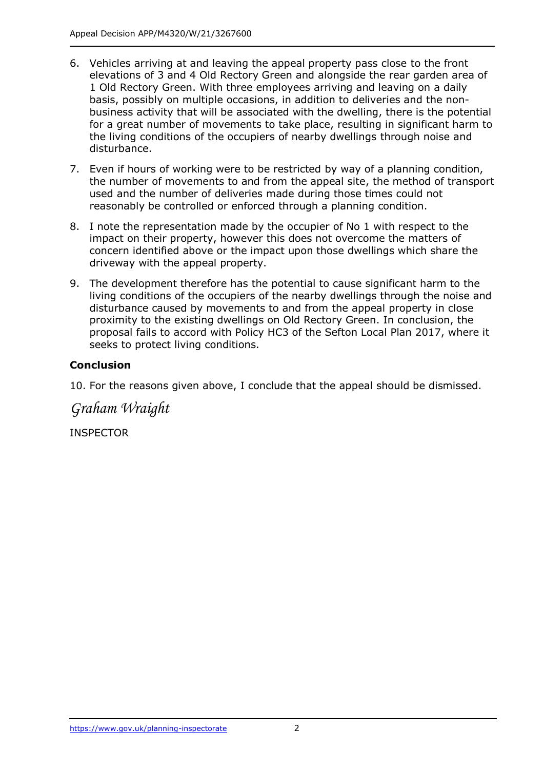6. Vehicles arriving at and leaving the appeal property pass close to the front elevations of 3 and 4 Old Rectory Green and alongside the rear garden area of 1 Old Rectory Green. With three employees arriving and leaving on a daily basis, possibly on multiple occasions, in addition to deliveries and the non-business activity that will be associated with the dwelling, there is the potential for a great number of movements to take place, resulting in significant harm to the living conditions of the occupiers of nearby dwellings through noise and disturbance.

7. Even if hours of working were to be restricted by way of a planning condition, the number of movements to and from the appeal site, the method of transport used and the number of deliveries made during those times could not reasonably be controlled or enforced through a planning condition.

8. I note the representation made by the occupier of No 1 with respect to the impact on their property, however this does not overcome the matters of concern identified above or the impact upon those dwellings which share the driveway with the appeal property.

9. The development therefore has the potential to cause significant harm to the living conditions of the occupiers of the nearby dwellings through the noise and disturbance caused by movements to and from the appeal property in close proximity to the existing dwellings on Old Rectory Green. In conclusion, the proposal fails to accord with Policy HC3 of the Sefton Local Plan 2017, where it seeks to protect living conditions.

**Conclusion**

10. For the reasons given above, I conclude that the appeal should be dismissed.

*Graham Wraight*

INSPECTOR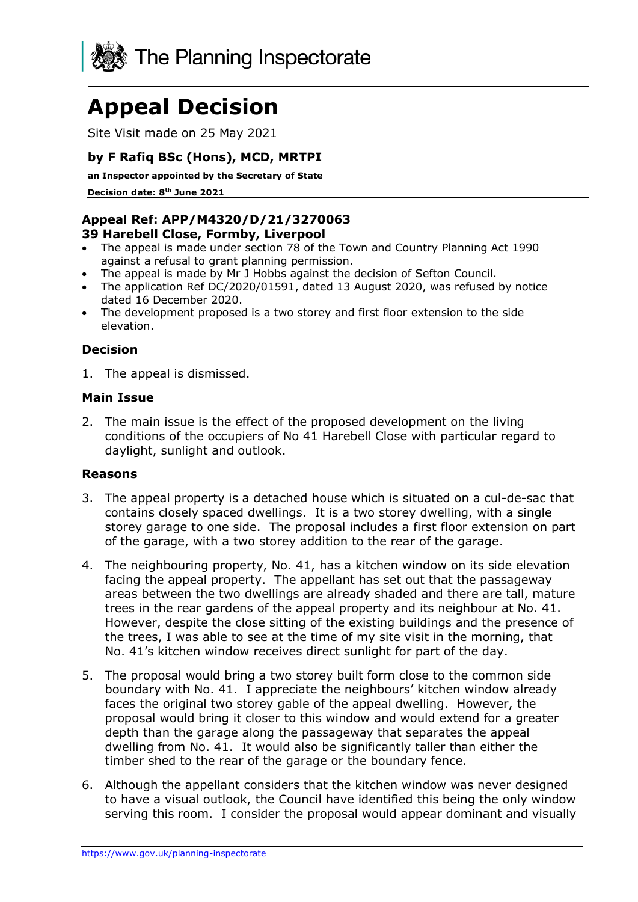# Appeal Decision

Site Visit made on 25 May 2021

### by F Rafiq BSc (Hons), MCD, MRTPI

**an Inspector appointed by the Secretary of State**

**Decision date: 8th June 2021**

---

**Appeal Ref: APP/M4320/D/21/3270063**
**39 Harebell Close, Formby, Liverpool**

- The appeal is made under section 78 of the Town and Country Planning Act 1990 against a refusal to grant planning permission.
- The appeal is made by Mr J Hobbs against the decision of Sefton Council.
- The application Ref DC/2020/01591, dated 13 August 2020, was refused by notice dated 16 December 2020.
- The development proposed is a two storey and first floor extension to the side elevation.

---

### Decision

1. The appeal is dismissed.

### Main Issue

2. The main issue is the effect of the proposed development on the living conditions of the occupiers of No 41 Harebell Close with particular regard to daylight, sunlight and outlook.

### Reasons

3. The appeal property is a detached house which is situated on a cul-de-sac that contains closely spaced dwellings. It is a two storey dwelling, with a single storey garage to one side. The proposal includes a first floor extension on part of the garage, with a two storey addition to the rear of the garage.

4. The neighbouring property, No. 41, has a kitchen window on its side elevation facing the appeal property. The appellant has set out that the passageway areas between the two dwellings are already shaded and there are tall, mature trees in the rear gardens of the appeal property and its neighbour at No. 41. However, despite the close sitting of the existing buildings and the presence of the trees, I was able to see at the time of my site visit in the morning, that No. 41's kitchen window receives direct sunlight for part of the day.

5. The proposal would bring a two storey built form close to the common side boundary with No. 41. I appreciate the neighbours' kitchen window already faces the original two storey gable of the appeal dwelling. However, the proposal would bring it closer to this window and would extend for a greater depth than the garage along the passageway that separates the appeal dwelling from No. 41. It would also be significantly taller than either the timber shed to the rear of the garage or the boundary fence.

6. Although the appellant considers that the kitchen window was never designed to have a visual outlook, the Council have identified this being the only window serving this room. I consider the proposal would appear dominant and visually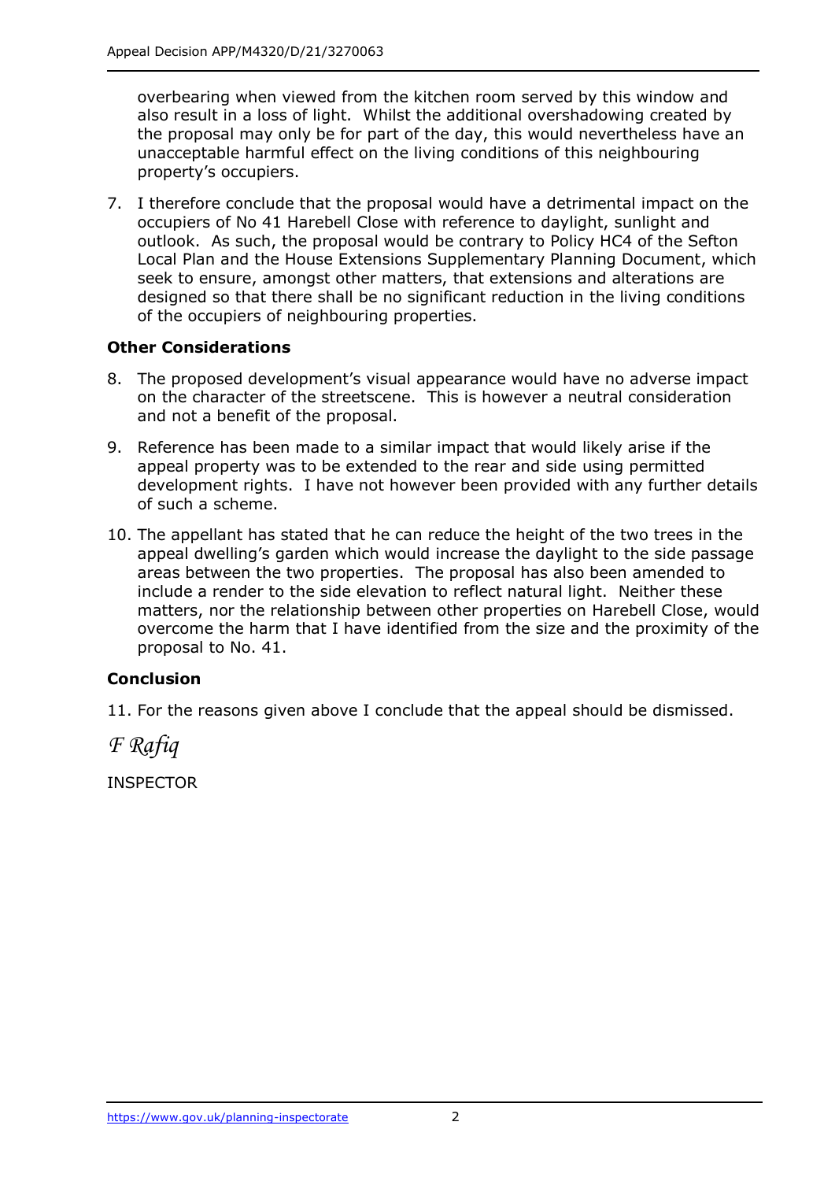overbearing when viewed from the kitchen room served by this window and also result in a loss of light. Whilst the additional overshadowing created by the proposal may only be for part of the day, this would nevertheless have an unacceptable harmful effect on the living conditions of this neighbouring property's occupiers.

7. I therefore conclude that the proposal would have a detrimental impact on the occupiers of No 41 Harebell Close with reference to daylight, sunlight and outlook. As such, the proposal would be contrary to Policy HC4 of the Sefton Local Plan and the House Extensions Supplementary Planning Document, which seek to ensure, amongst other matters, that extensions and alterations are designed so that there shall be no significant reduction in the living conditions of the occupiers of neighbouring properties.

### Other Considerations

8. The proposed development's visual appearance would have no adverse impact on the character of the streetscene. This is however a neutral consideration and not a benefit of the proposal.

9. Reference has been made to a similar impact that would likely arise if the appeal property was to be extended to the rear and side using permitted development rights. I have not however been provided with any further details of such a scheme.

10. The appellant has stated that he can reduce the height of the two trees in the appeal dwelling's garden which would increase the daylight to the side passage areas between the two properties. The proposal has also been amended to include a render to the side elevation to reflect natural light. Neither these matters, nor the relationship between other properties on Harebell Close, would overcome the harm that I have identified from the size and the proximity of the proposal to No. 41.

### Conclusion

11. For the reasons given above I conclude that the appeal should be dismissed.

*F Rafiq*

INSPECTOR